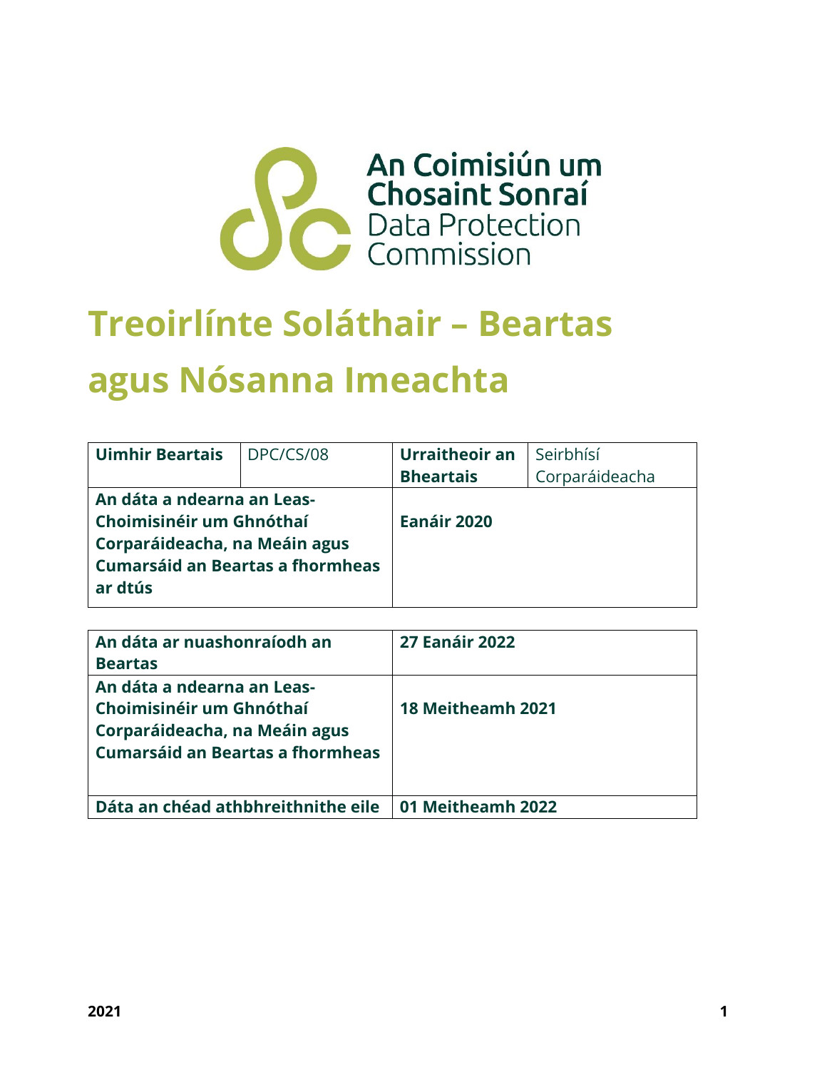An Coimisiún um Chosaint Sonraí
Data Protection Commission

# Treoirlínte Soláthair – Beartas agus Nósanna Imeachta

| **Uimhir Beartais** | DPC/CS/08 | **Urraitheoir an Bheartais** | Seirbhísí Corparáideacha |
|---|---|---|---|
| **An dáta a ndearna an Leas-Choimisinéir um Ghnóthaí Corparáideacha, na Meáin agus Cumarsáid an Beartas a fhormheas ar dtús** | | **Eanáir 2020** | |

| **An dáta ar nuashonraíodh an Beartas** | **27 Eanáir 2022** |
|---|---|
| **An dáta a ndearna an Leas-Choimisinéir um Ghnóthaí Corparáideacha, na Meáin agus Cumarsáid an Beartas a fhormheas** | **18 Meitheamh 2021** |
| **Dáta an chéad athbhreithnithe eile** | **01 Meitheamh 2022** |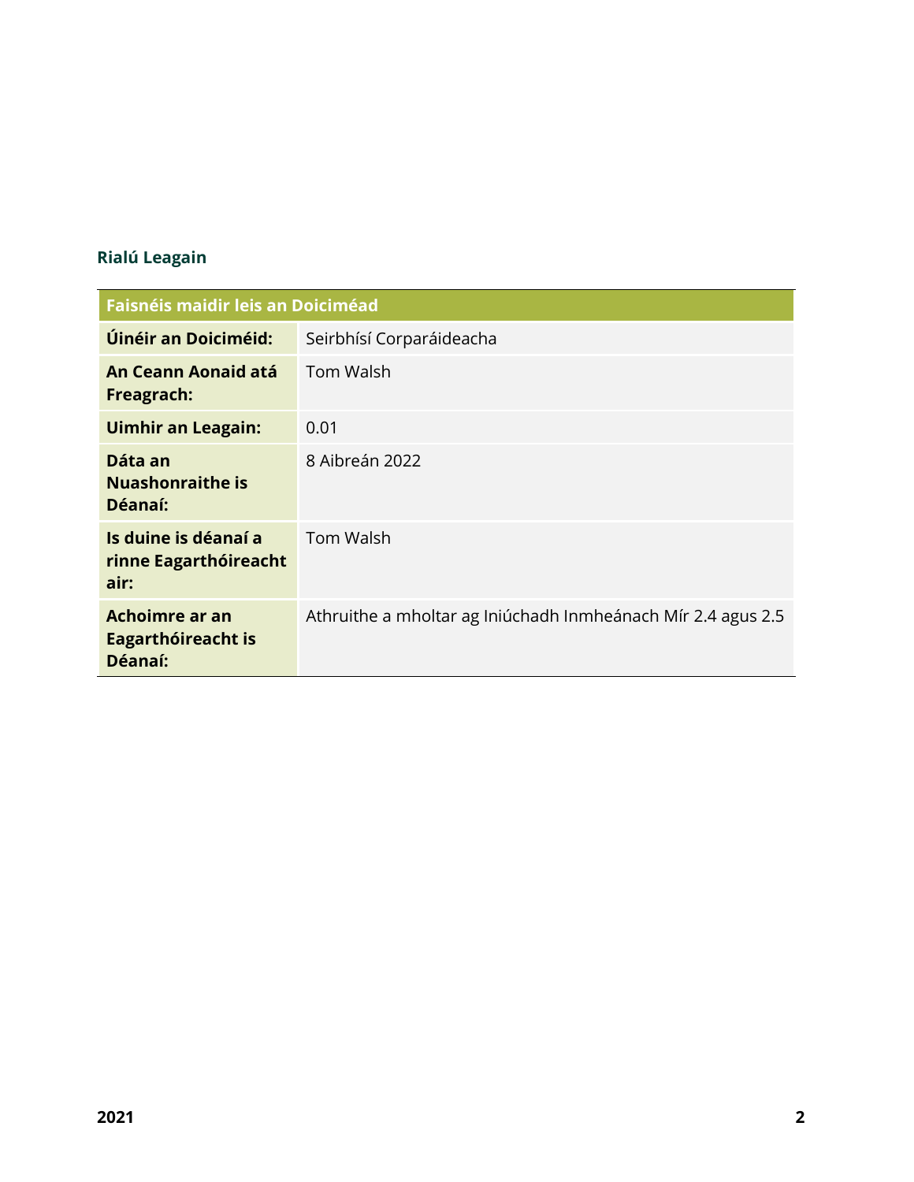## Rialú Leagain

| Faisnéis maidir leis an Doiciméad | |
|---|---|
| **Úinéir an Doiciméid:** | Seirbhísí Corparáideacha |
| **An Ceann Aonaid atá Freagrach:** | Tom Walsh |
| **Uimhir an Leagain:** | 0.01 |
| **Dáta an Nuashonraithe is Déanaí:** | 8 Aibreán 2022 |
| **Is duine is déanaí a rinne Eagarthóireacht air:** | Tom Walsh |
| **Achoimre ar an Eagarthóireacht is Déanaí:** | Athruithe a mholtar ag Iniúchadh Inmheánach Mír 2.4 agus 2.5 |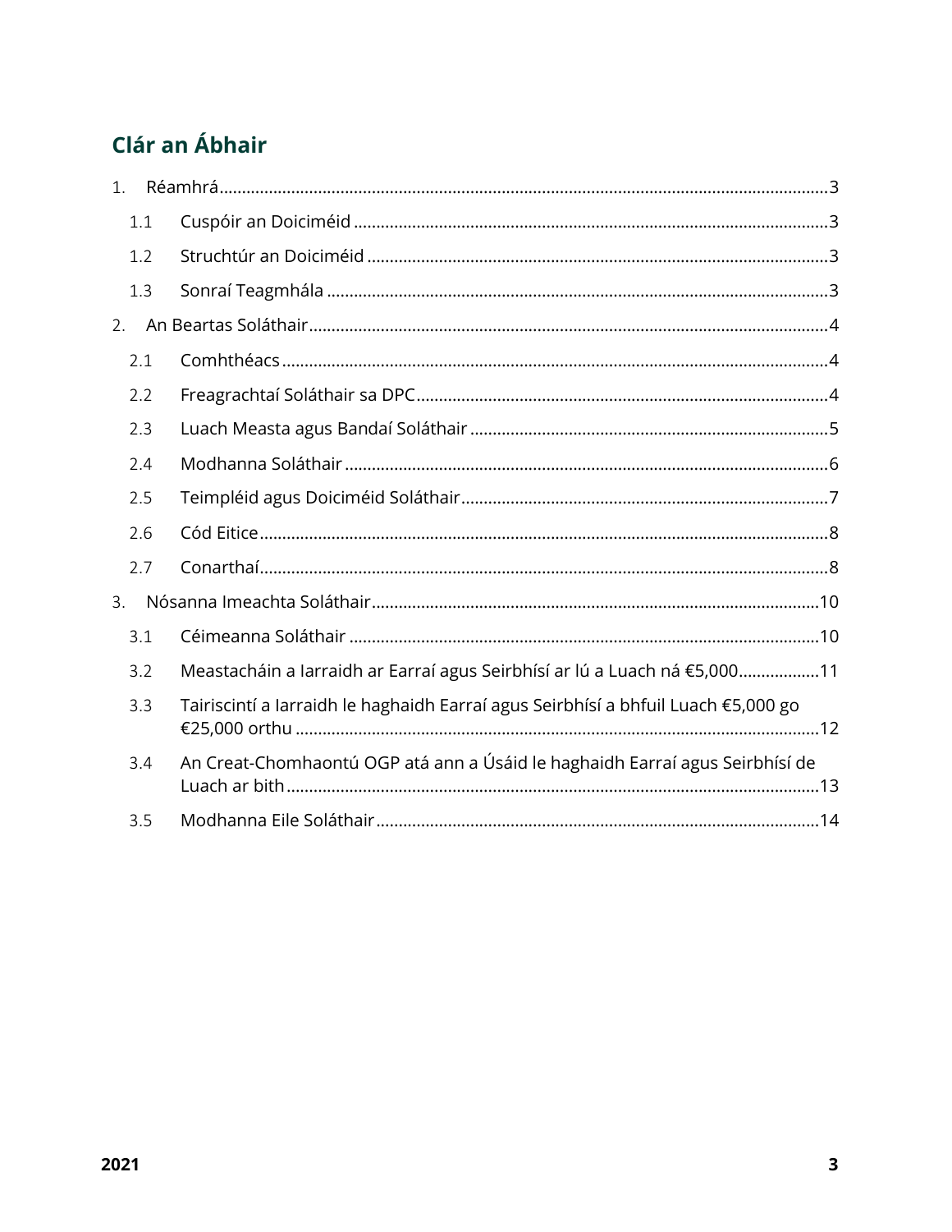## Clár an Ábhair

1. Réamhrá ...................................................................................................................................3
   - 1.1 Cuspóir an Doiciméid ........................................................................................................3
   - 1.2 Struchtúr an Doiciméid .....................................................................................................3
   - 1.3 Sonraí Teagmhála .............................................................................................................3
2. An Beartas Soláthair ...................................................................................................................4
   - 2.1 Comhthéacs ......................................................................................................................4
   - 2.2 Freagrachtaí Soláthair sa DPC ..........................................................................................4
   - 2.3 Luach Measta agus Bandaí Soláthair ................................................................................5
   - 2.4 Modhanna Soláthair ..........................................................................................................6
   - 2.5 Teimpléid agus Doiciméid Soláthair ..................................................................................7
   - 2.6 Cód Eitice ..........................................................................................................................8
   - 2.7 Conarthaí ..........................................................................................................................8
3. Nósanna Imeachta Soláthair ....................................................................................................10
   - 3.1 Céimeanna Soláthair .......................................................................................................10
   - 3.2 Meastacháin a Iarraidh ar Earraí agus Seirbhísí ar lú a Luach ná €5,000 .................11
   - 3.3 Tairiscintí a Iarraidh le haghaidh Earraí agus Seirbhísí a bhfuil Luach €5,000 go €25,000 orthu ..................................................................................................................12
   - 3.4 An Creat-Chomhaontú OGP atá ann a Úsáid le haghaidh Earraí agus Seirbhísí de Luach ar bith .....................................................................................................................13
   - 3.5 Modhanna Eile Soláthair .................................................................................................14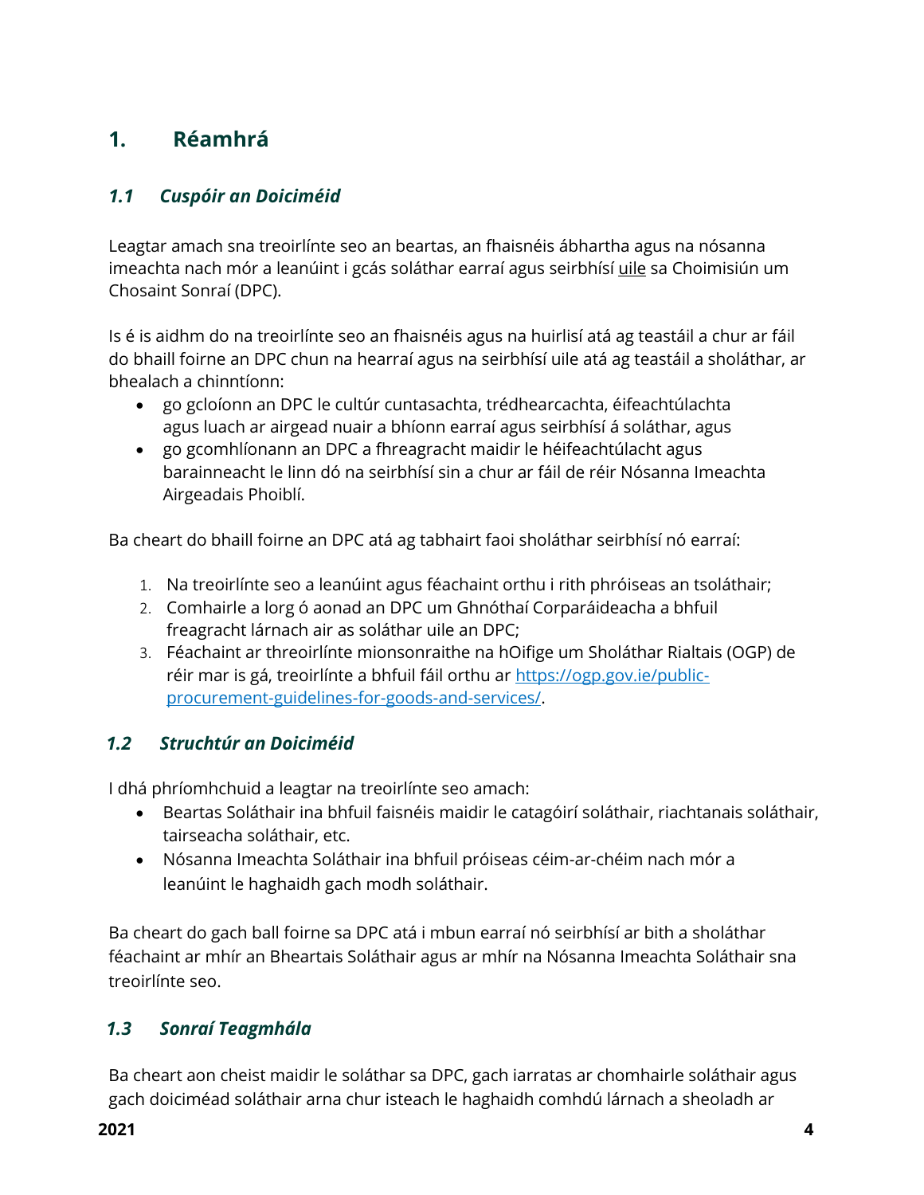# 1. Réamhrá

## *1.1 Cuspóir an Doiciméid*

Leagtar amach sna treoirlínte seo an beartas, an fhaisnéis ábhartha agus na nósanna imeachta nach mór a leanúint i gcás soláthar earraí agus seirbhísí uile sa Choimisiún um Chosaint Sonraí (DPC).

Is é is aidhm do na treoirlínte seo an fhaisnéis agus na huirlisí atá ag teastáil a chur ar fáil do bhaill foirne an DPC chun na hearraí agus na seirbhísí uile atá ag teastáil a sholáthar, ar bhealach a chinntíonn:

- go gcloíonn an DPC le cultúr cuntasachta, trédhearcachta, éifeachtúlachta agus luach ar airgead nuair a bhíonn earraí agus seirbhísí á soláthar, agus
- go gcomhlíonann an DPC a fhreagracht maidir le héifeachtúlacht agus barainneacht le linn dó na seirbhísí sin a chur ar fáil de réir Nósanna Imeachta Airgeadais Phoiblí.

Ba cheart do bhaill foirne an DPC atá ag tabhairt faoi sholáthar seirbhísí nó earraí:

1. Na treoirlínte seo a leanúint agus féachaint orthu i rith phróiseas an tsoláthair;
2. Comhairle a lorg ó aonad an DPC um Ghnóthaí Corparáideacha a bhfuil freagracht lárnach air as soláthar uile an DPC;
3. Féachaint ar threoirlínte mionsonraithe na hOifige um Sholáthar Rialtais (OGP) de réir mar is gá, treoirlínte a bhfuil fáil orthu ar https://ogp.gov.ie/public-procurement-guidelines-for-goods-and-services/.

## *1.2 Struchtúr an Doiciméid*

I dhá phríomhchuid a leagtar na treoirlínte seo amach:

- Beartas Soláthair ina bhfuil faisnéis maidir le catagóirí soláthair, riachtanais soláthair, tairseacha soláthair, etc.
- Nósanna Imeachta Soláthair ina bhfuil próiseas céim-ar-chéim nach mór a leanúint le haghaidh gach modh soláthair.

Ba cheart do gach ball foirne sa DPC atá i mbun earraí nó seirbhísí ar bith a sholáthar féachaint ar mhír an Bheartais Soláthair agus ar mhír na Nósanna Imeachta Soláthair sna treoirlínte seo.

## *1.3 Sonraí Teagmhála*

Ba cheart aon cheist maidir le soláthar sa DPC, gach iarratas ar chomhairle soláthair agus gach doiciméad soláthair arna chur isteach le haghaidh comhdú lárnach a sheoladh ar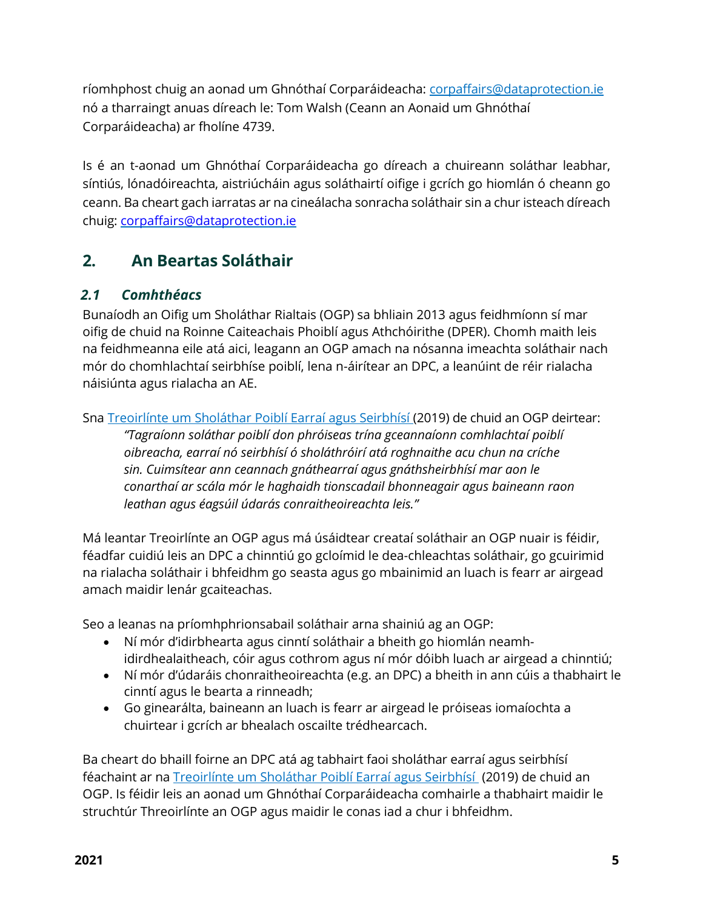ríomhphost chuig an aonad um Ghnóthaí Corparáideacha: [corpaffairs@dataprotection.ie](mailto:corpaffairs@dataprotection.ie) nó a tharraingt anuas díreach le: Tom Walsh (Ceann an Aonaid um Ghnóthaí Corparáideacha) ar fholíne 4739.

Is é an t-aonad um Ghnóthaí Corparáideacha go díreach a chuireann soláthar leabhar, síntiús, lónadóireachta, aistriúcháin agus soláthairtí oifige i gcrích go hiomlán ó cheann go ceann. Ba cheart gach iarratas ar na cineálacha sonracha soláthair sin a chur isteach díreach chuig: [corpaffairs@dataprotection.ie](mailto:corpaffairs@dataprotection.ie)

## 2. An Beartas Soláthair

### *2.1 Comhthéacs*

Bunaíodh an Oifig um Sholáthar Rialtais (OGP) sa bhliain 2013 agus feidhmíonn sí mar oifig de chuid na Roinne Caiteachais Phoiblí agus Athchóirithe (DPER). Chomh maith leis na feidhmeanna eile atá aici, leagann an OGP amach na nósanna imeachta soláthair nach mór do chomhlachtaí seirbhíse poiblí, lena n-áirítear an DPC, a leanúint de réir rialacha náisiúnta agus rialacha an AE.

Sna Treoirlínte um Sholáthar Poiblí Earraí agus Seirbhísí (2019) de chuid an OGP deirtear:

> *"Tagraíonn soláthar poiblí don phróiseas trína gceannaíonn comhlachtaí poiblí oibreacha, earraí nó seirbhísí ó sholáthróirí atá roghnaithe acu chun na críche sin. Cuimsítear ann ceannach gnáthearraí agus gnáthsheirbhísí mar aon le conarthaí ar scála mór le haghaidh tionscadail bhonneagair agus baineann raon leathan agus éagsúil údarás conraitheoireachta leis."*

Má leantar Treoirlínte an OGP agus má úsáidtear creataí soláthair an OGP nuair is féidir, féadfar cuidiú leis an DPC a chinntiú go gcloímid le dea-chleachtas soláthair, go gcuirimid na rialacha soláthair i bhfeidhm go seasta agus go mbainimid an luach is fearr ar airgead amach maidir lenár gcaiteachas.

Seo a leanas na príomhphrionsabail soláthair arna shainiú ag an OGP:

- Ní mór d'idirbhearta agus cinntí soláthair a bheith go hiomlán neamh-idirdhealaitheach, cóir agus cothrom agus ní mór dóibh luach ar airgead a chinntiú;
- Ní mór d'údaráis chonraitheoireachta (e.g. an DPC) a bheith in ann cúis a thabhairt le cinntí agus le bearta a rinneadh;
- Go ginearálta, baineann an luach is fearr ar airgead le próiseas iomaíochta a chuirtear i gcrích ar bhealach oscailte trédhearcach.

Ba cheart do bhaill foirne an DPC atá ag tabhairt faoi sholáthar earraí agus seirbhísí féachaint ar na Treoirlínte um Sholáthar Poiblí Earraí agus Seirbhísí (2019) de chuid an OGP. Is féidir leis an aonad um Ghnóthaí Corparáideacha comhairle a thabhairt maidir le struchtúr Threoirlínte an OGP agus maidir le conas iad a chur i bhfeidhm.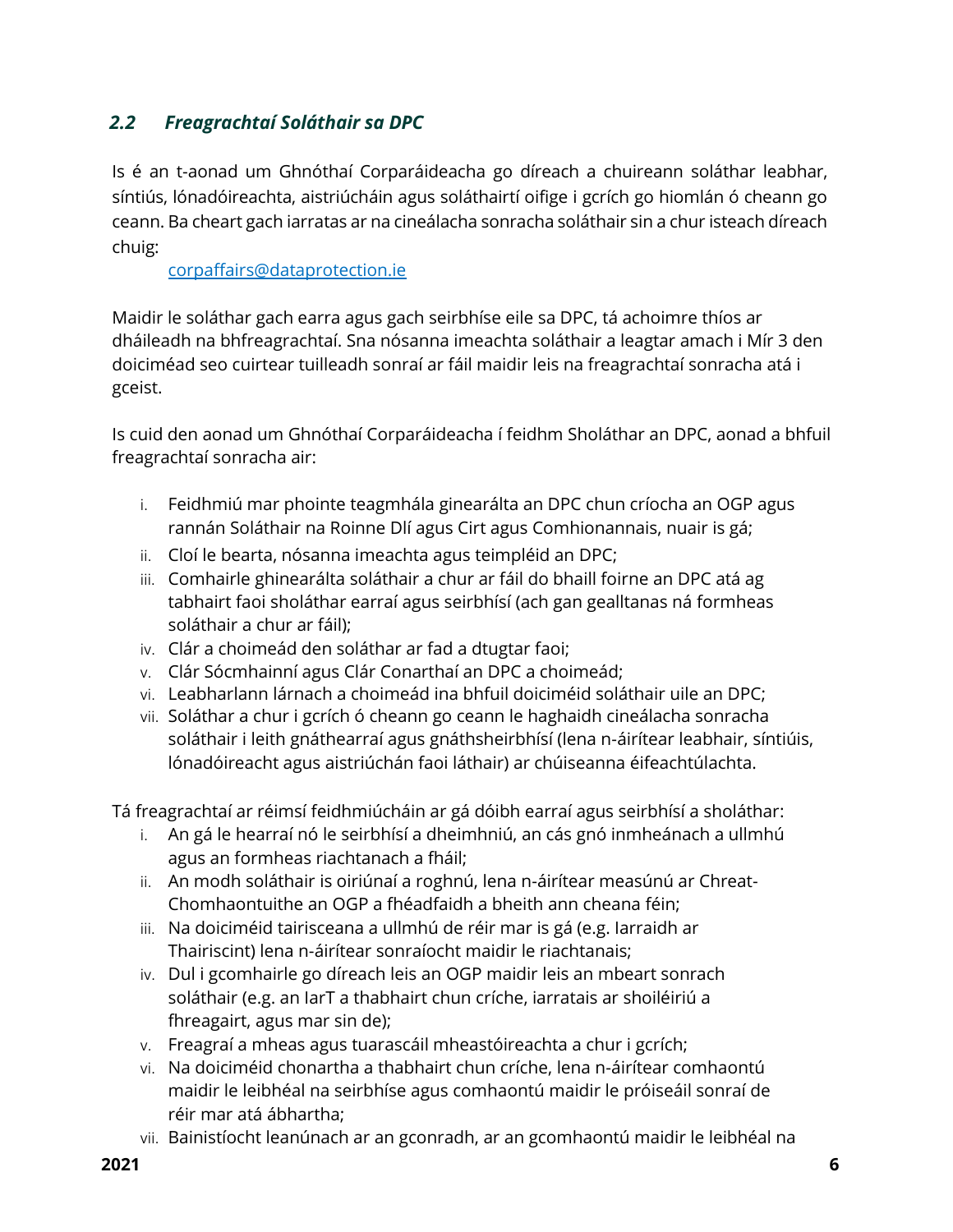### *2.2 Freagrachtaí Soláthair sa DPC*

Is é an t-aonad um Ghnóthaí Corparáideacha go díreach a chuireann soláthar leabhar, síntiús, lónadóireachta, aistriúcháin agus soláthairtí oifige i gcrích go hiomlán ó cheann go ceann. Ba cheart gach iarratas ar na cineálacha sonracha soláthair sin a chur isteach díreach chuig:

corpaffairs@dataprotection.ie

Maidir le soláthar gach earra agus gach seirbhíse eile sa DPC, tá achoimre thíos ar dháileadh na bhfreagrachtaí. Sna nósanna imeachta soláthair a leagtar amach i Mír 3 den doiciméad seo cuirtear tuilleadh sonraí ar fáil maidir leis na freagrachtaí sonracha atá i gceist.

Is cuid den aonad um Ghnóthaí Corparáideacha í feidhm Sholáthar an DPC, aonad a bhfuil freagrachtaí sonracha air:

i. Feidhmiú mar phointe teagmhála ginearálta an DPC chun críocha an OGP agus rannán Soláthair na Roinne Dlí agus Cirt agus Comhionannais, nuair is gá;
ii. Cloí le bearta, nósanna imeachta agus teimpléid an DPC;
iii. Comhairle ghinearálta soláthair a chur ar fáil do bhaill foirne an DPC atá ag tabhairt faoi sholáthar earraí agus seirbhísí (ach gan gealltanas ná formheas soláthair a chur ar fáil);
iv. Clár a choimeád den soláthar ar fad a dtugtar faoi;
v. Clár Sócmhainní agus Clár Conarthaí an DPC a choimeád;
vi. Leabharlann lárnach a choimeád ina bhfuil doiciméid soláthair uile an DPC;
vii. Soláthar a chur i gcrích ó cheann go ceann le haghaidh cineálacha sonracha soláthair i leith gnáthearraí agus gnáthsheirbhísí (lena n-áirítear leabhair, síntiúis, lónadóireacht agus aistriúchán faoi láthair) ar chúiseanna éifeachtúlachta.

Tá freagrachtaí ar réimsí feidhmiúcháin ar gá dóibh earraí agus seirbhísí a sholáthar:

i. An gá le hearraí nó le seirbhísí a dheimhniú, an cás gnó inmheánach a ullmhú agus an formheas riachtanach a fháil;
ii. An modh soláthair is oiriúnaí a roghnú, lena n-áirítear measúnú ar Chreat-Chomhaontuithe an OGP a fhéadfaidh a bheith ann cheana féin;
iii. Na doiciméid tairisceana a ullmhú de réir mar is gá (e.g. Iarraidh ar Thairiscint) lena n-áirítear sonraíocht maidir le riachtanais;
iv. Dul i gcomhairle go díreach leis an OGP maidir leis an mbeart sonrach soláthair (e.g. an IarT a thabhairt chun críche, iarratais ar shoiléiriú a fhreagairt, agus mar sin de);
v. Freagraí a mheas agus tuarascáil mheastóireachta a chur i gcrích;
vi. Na doiciméid chonartha a thabhairt chun críche, lena n-áirítear comhaontú maidir le leibhéal na seirbhíse agus comhaontú maidir le próiseáil sonraí de réir mar atá ábhartha;
vii. Bainistíocht leanúnach ar an gconradh, ar an gcomhaontú maidir le leibhéal na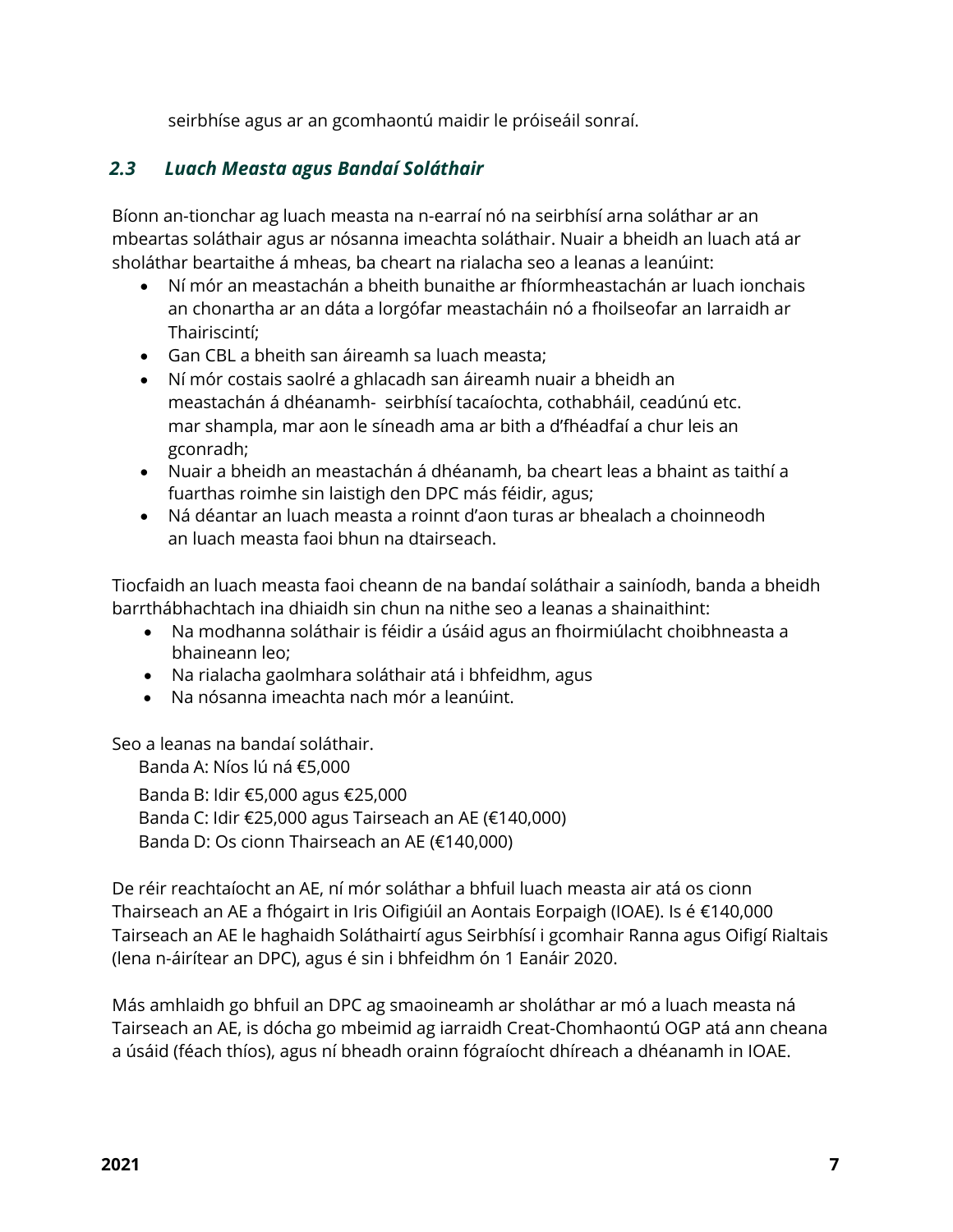seirbhíse agus ar an gcomhaontú maidir le próiseáil sonraí.

### *2.3 Luach Measta agus Bandaí Soláthair*

Bíonn an-tionchar ag luach measta na n-earraí nó na seirbhísí arna soláthar ar an mbeartas soláthair agus ar nósanna imeachta soláthair. Nuair a bheidh an luach atá ar sholáthar beartaithe á mheas, ba cheart na rialacha seo a leanas a leanúint:

- Ní mór an meastachán a bheith bunaithe ar fhíormheastachán ar luach ionchais an chonartha ar an dáta a lorgófar meastacháin nó a fhoilseofar an Iarraidh ar Thairiscintí;
- Gan CBL a bheith san áireamh sa luach measta;
- Ní mór costais saolré a ghlacadh san áireamh nuair a bheidh an meastachán á dhéanamh- seirbhísí tacaíochta, cothabháil, ceadúnú etc. mar shampla, mar aon le síneadh ama ar bith a d'fhéadfaí a chur leis an gconradh;
- Nuair a bheidh an meastachán á dhéanamh, ba cheart leas a bhaint as taithí a fuarthas roimhe sin laistigh den DPC más féidir, agus;
- Ná déantar an luach measta a roinnt d'aon turas ar bhealach a choinneodh an luach measta faoi bhun na dtairseach.

Tiocfaidh an luach measta faoi cheann de na bandaí soláthair a sainíodh, banda a bheidh barrthábhachtach ina dhiaidh sin chun na nithe seo a leanas a shainaithint:

- Na modhanna soláthair is féidir a úsáid agus an fhoirmiúlacht choibhneasta a bhaineann leo;
- Na rialacha gaolmhara soláthair atá i bhfeidhm, agus
- Na nósanna imeachta nach mór a leanúint.

Seo a leanas na bandaí soláthair.

Banda A: Níos lú ná €5,000

Banda B: Idir €5,000 agus €25,000

Banda C: Idir €25,000 agus Tairseach an AE (€140,000)

Banda D: Os cionn Thairseach an AE (€140,000)

De réir reachtaíocht an AE, ní mór soláthar a bhfuil luach measta air atá os cionn Thairseach an AE a fhógairt in Iris Oifigiúil an Aontais Eorpaigh (IOAE). Is é €140,000 Tairseach an AE le haghaidh Soláthairtí agus Seirbhísí i gcomhair Ranna agus Oifigí Rialtais (lena n-áirítear an DPC), agus é sin i bhfeidhm ón 1 Eanáir 2020.

Más amhlaidh go bhfuil an DPC ag smaoineamh ar sholáthar ar mó a luach measta ná Tairseach an AE, is dócha go mbeimid ag iarraidh Creat-Chomhaontú OGP atá ann cheana a úsáid (féach thíos), agus ní bheadh orainn fógraíocht dhíreach a dhéanamh in IOAE.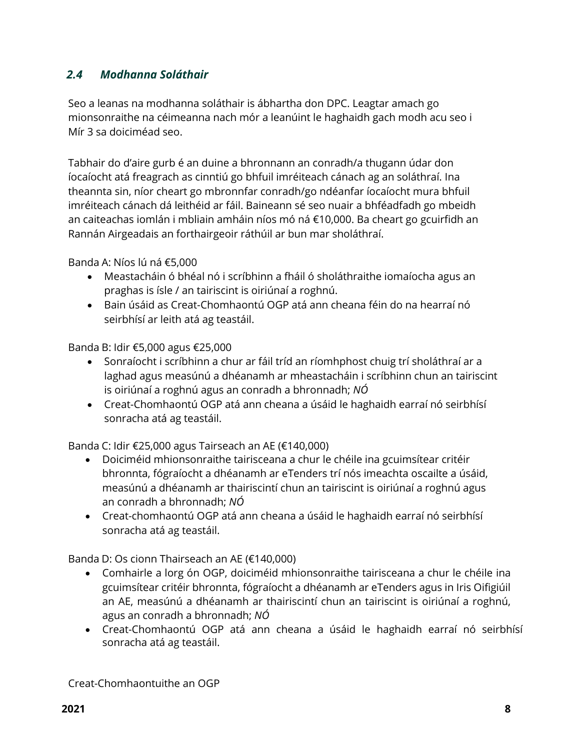### *2.4 Modhanna Soláthair*

Seo a leanas na modhanna soláthair is ábhartha don DPC. Leagtar amach go mionsonraithe na céimeanna nach mór a leanúint le haghaidh gach modh acu seo i Mír 3 sa doiciméad seo.

Tabhair do d'aire gurb é an duine a bhronnann an conradh/a thugann údar don íocaíocht atá freagrach as cinntiú go bhfuil imréiteach cánach ag an soláthraí. Ina theannta sin, níor cheart go mbronnfar conradh/go ndéanfar íocaíocht mura bhfuil imréiteach cánach dá leithéid ar fáil. Baineann sé seo nuair a bhféadfadh go mbeidh an caiteachas iomlán i mbliain amháin níos mó ná €10,000. Ba cheart go gcuirfidh an Rannán Airgeadais an forthairgeoir ráthúil ar bun mar sholáthraí.

Banda A: Níos lú ná €5,000

- Meastacháin ó bhéal nó i scríbhinn a fháil ó sholáthraithe iomaíocha agus an praghas is ísle / an tairiscint is oiriúnaí a roghnú.
- Bain úsáid as Creat-Chomhaontú OGP atá ann cheana féin do na hearraí nó seirbhísí ar leith atá ag teastáil.

Banda B: Idir €5,000 agus €25,000

- Sonraíocht i scríbhinn a chur ar fáil tríd an ríomhphost chuig trí sholáthraí ar a laghad agus measúnú a dhéanamh ar mheastacháin i scríbhinn chun an tairiscint is oiriúnaí a roghnú agus an conradh a bhronnadh; *NÓ*
- Creat-Chomhaontú OGP atá ann cheana a úsáid le haghaidh earraí nó seirbhísí sonracha atá ag teastáil.

Banda C: Idir €25,000 agus Tairseach an AE (€140,000)

- Doiciméid mhionsonraithe tairisceana a chur le chéile ina gcuimsítear critéir bhronnta, fógraíocht a dhéanamh ar eTenders trí nós imeachta oscailte a úsáid, measúnú a dhéanamh ar thairiscintí chun an tairiscint is oiriúnaí a roghnú agus an conradh a bhronnadh; *NÓ*
- Creat-chomhaontú OGP atá ann cheana a úsáid le haghaidh earraí nó seirbhísí sonracha atá ag teastáil.

Banda D: Os cionn Thairseach an AE (€140,000)

- Comhairle a lorg ón OGP, doiciméid mhionsonraithe tairisceana a chur le chéile ina gcuimsítear critéir bhronnta, fógraíocht a dhéanamh ar eTenders agus in Iris Oifigiúil an AE, measúnú a dhéanamh ar thairiscintí chun an tairiscint is oiriúnaí a roghnú, agus an conradh a bhronnadh; *NÓ*
- Creat-Chomhaontú OGP atá ann cheana a úsáid le haghaidh earraí nó seirbhísí sonracha atá ag teastáil.

Creat-Chomhaontuithe an OGP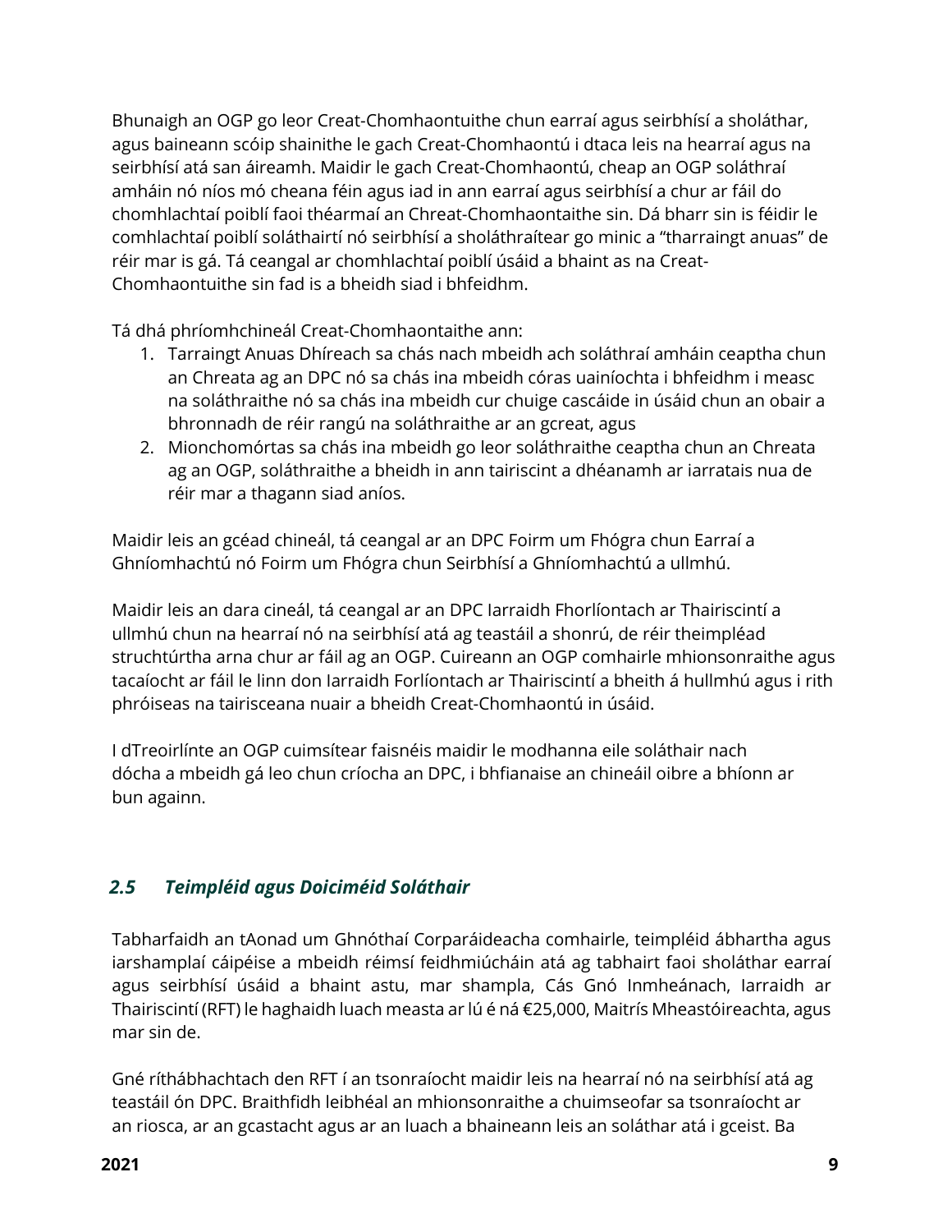Bhunaigh an OGP go leor Creat-Chomhaontuithe chun earraí agus seirbhísí a sholáthar, agus baineann scóip shainithe le gach Creat-Chomhaontú i dtaca leis na hearraí agus na seirbhísí atá san áireamh. Maidir le gach Creat-Chomhaontú, cheap an OGP soláthraí amháin nó níos mó cheana féin agus iad in ann earraí agus seirbhísí a chur ar fáil do chomhlachtaí poiblí faoi théarmaí an Chreat-Chomhaontaithe sin. Dá bharr sin is féidir le comhlachtaí poiblí soláthairtí nó seirbhísí a sholáthraítear go minic a "tharraingt anuas" de réir mar is gá. Tá ceangal ar chomhlachtaí poiblí úsáid a bhaint as na Creat-Chomhaontuithe sin fad is a bheidh siad i bhfeidhm.

Tá dhá phríomhchineál Creat-Chomhaontaithe ann:

1. Tarraingt Anuas Dhíreach sa chás nach mbeidh ach soláthraí amháin ceaptha chun an Chreata ag an DPC nó sa chás ina mbeidh córas uainíochta i bhfeidhm i measc na soláthraithe nó sa chás ina mbeidh cur chuige cascáide in úsáid chun an obair a bhronnadh de réir rangú na soláthraithe ar an gcreat, agus
2. Mionchomórtas sa chás ina mbeidh go leor soláthraithe ceaptha chun an Chreata ag an OGP, soláthraithe a bheidh in ann tairiscint a dhéanamh ar iarratais nua de réir mar a thagann siad aníos.

Maidir leis an gcéad chineál, tá ceangal ar an DPC Foirm um Fhógra chun Earraí a Ghníomhachtú nó Foirm um Fhógra chun Seirbhísí a Ghníomhachtú a ullmhú.

Maidir leis an dara cineál, tá ceangal ar an DPC Iarraidh Fhorlíontach ar Thairiscintí a ullmhú chun na hearraí nó na seirbhísí atá ag teastáil a shonrú, de réir theimpléad struchtúrtha arna chur ar fáil ag an OGP. Cuireann an OGP comhairle mhionsonraithe agus tacaíocht ar fáil le linn don Iarraidh Forlíontach ar Thairiscintí a bheith á hullmhú agus i rith phróiseas na tairisceana nuair a bheidh Creat-Chomhaontú in úsáid.

I dTreoirlínte an OGP cuimsítear faisnéis maidir le modhanna eile soláthair nach dócha a mbeidh gá leo chun críocha an DPC, i bhfianaise an chineáil oibre a bhíonn ar bun againn.

### *2.5 Teimpléid agus Doiciméid Soláthair*

Tabharfaidh an tAonad um Ghnóthaí Corparáideacha comhairle, teimpléid ábhartha agus iarshamplaí cáipéise a mbeidh réimsí feidhmiúcháin atá ag tabhairt faoi sholáthar earraí agus seirbhísí úsáid a bhaint astu, mar shampla, Cás Gnó Inmheánach, Iarraidh ar Thairiscintí (RFT) le haghaidh luach measta ar lú é ná €25,000, Maitrís Mheastóireachta, agus mar sin de.

Gné ríthábhachtach den RFT í an tsonraíocht maidir leis na hearraí nó na seirbhísí atá ag teastáil ón DPC. Braithfidh leibhéal an mhionsonraithe a chuimseofar sa tsonraíocht ar an riosca, ar an gcastacht agus ar an luach a bhaineann leis an soláthar atá i gceist. Ba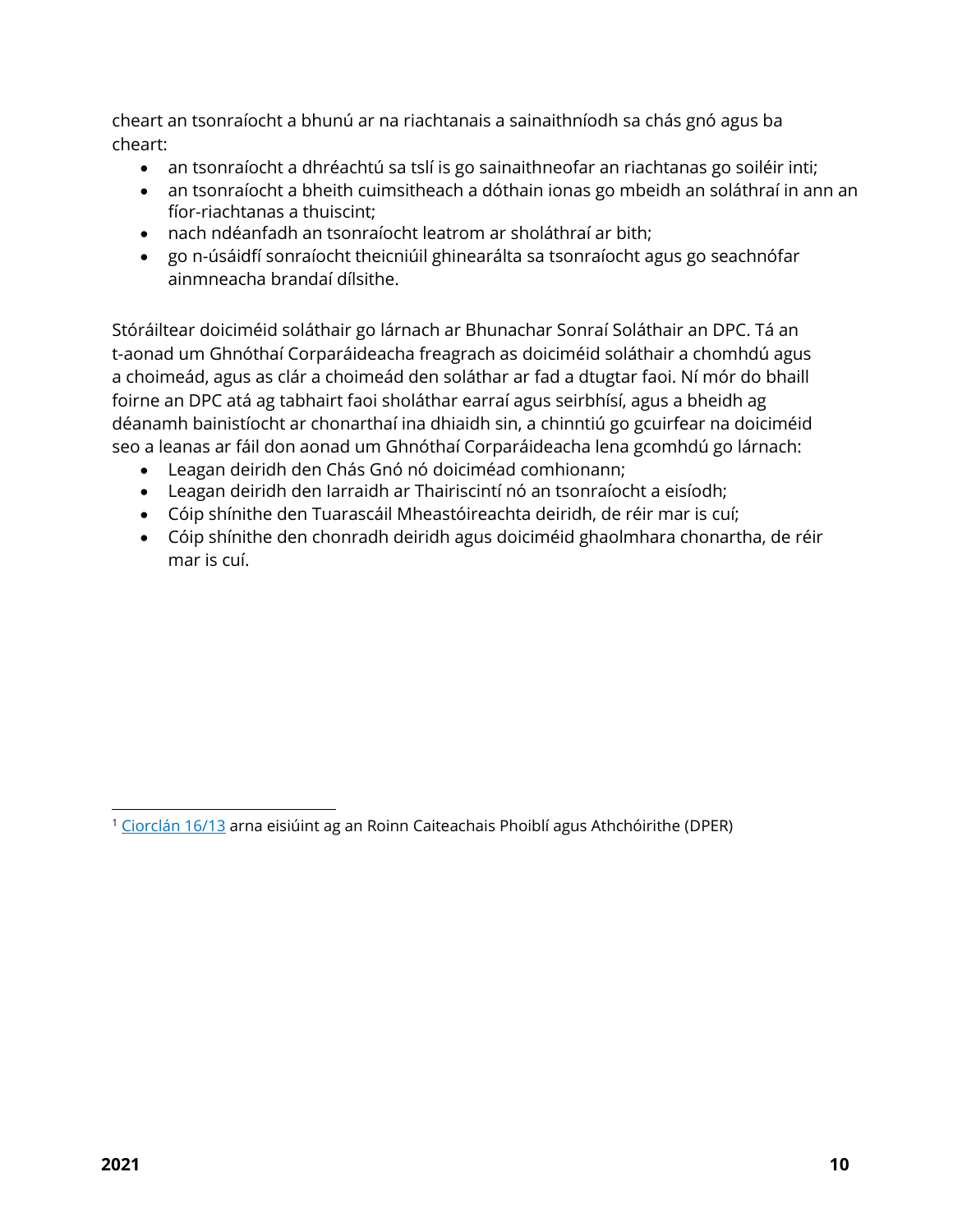cheart an tsonraíocht a bhunú ar na riachtanais a sainaithníodh sa chás gnó agus ba cheart:

- an tsonraíocht a dhréachtú sa tslí is go sainaithneofar an riachtanas go soiléir inti;
- an tsonraíocht a bheith cuimsitheach a dóthain ionas go mbeidh an soláthraí in ann an fíor-riachtanas a thuiscint;
- nach ndéanfadh an tsonraíocht leatrom ar sholáthraí ar bith;
- go n-úsáidfí sonraíocht theicniúil ghinearálta sa tsonraíocht agus go seachnófar ainmneacha brandaí dílsithe.

Stóráiltear doiciméid soláthair go lárnach ar Bhunachar Sonraí Soláthair an DPC. Tá an t-aonad um Ghnóthaí Corparáideacha freagrach as doiciméid soláthair a chomhdú agus a choimeád, agus as clár a choimeád den soláthar ar fad a dtugtar faoi. Ní mór do bhaill foirne an DPC atá ag tabhairt faoi sholáthar earraí agus seirbhísí, agus a bheidh ag déanamh bainistíocht ar chonarthaí ina dhiaidh sin, a chinntiú go gcuirfear na doiciméid seo a leanas ar fáil don aonad um Ghnóthaí Corparáideacha lena gcomhdú go lárnach:

- Leagan deiridh den Chás Gnó nó doiciméad comhionann;
- Leagan deiridh den Iarraidh ar Thairiscintí nó an tsonraíocht a eisíodh;
- Cóip shínithe den Tuarascáil Mheastóireachta deiridh, de réir mar is cuí;
- Cóip shínithe den chonradh deiridh agus doiciméid ghaolmhara chonartha, de réir mar is cuí.

---

[1] Ciorclán 16/13 arna eisiúint ag an Roinn Caiteachais Phoiblí agus Athchóirithe (DPER)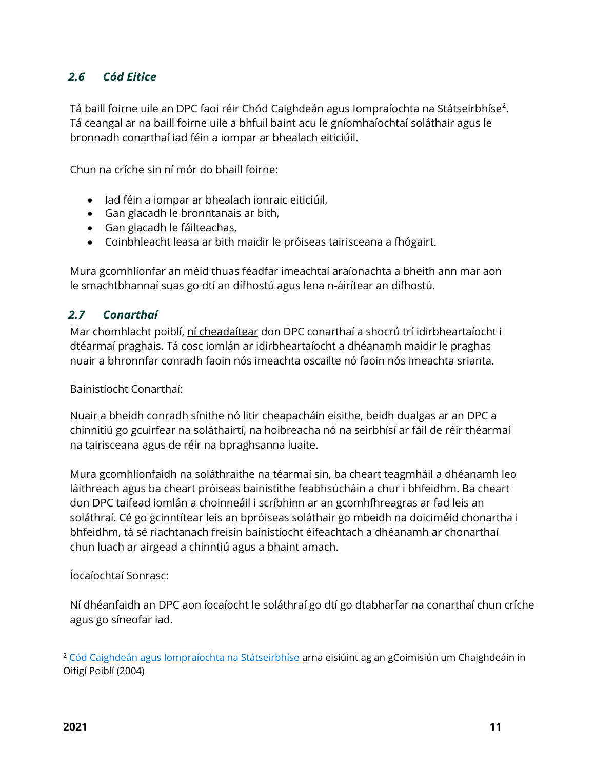### *2.6 Cód Eitice*

Tá baill foirne uile an DPC faoi réir Chód Caighdeán agus Iompraíochta na Státseirbhíse[2]. Tá ceangal ar na baill foirne uile a bhfuil baint acu le gníomhaíochtaí soláthair agus le bronnadh conarthaí iad féin a iompar ar bhealach eiticiúil.

Chun na críche sin ní mór do bhaill foirne:

- Iad féin a iompar ar bhealach ionraic eiticiúil,
- Gan glacadh le bronntanais ar bith,
- Gan glacadh le fáilteachas,
- Coinbhleacht leasa ar bith maidir le próiseas tairisceana a fhógairt.

Mura gcomhlíonfar an méid thuas féadfar imeachtaí araíonachta a bheith ann mar aon le smachtbhannaí suas go dtí an dífhostú agus lena n-áirítear an dífhostú.

### *2.7 Conarthaí*

Mar chomhlacht poiblí, <u>ní cheadaítear</u> don DPC conarthaí a shocrú trí idirbheartaíocht i dtéarmaí praghais. Tá cosc iomlán ar idirbheartaíocht a dhéanamh maidir le praghas nuair a bhronnfar conradh faoin nós imeachta oscailte nó faoin nós imeachta srianta.

Bainistíocht Conarthaí:

Nuair a bheidh conradh sínithe nó litir cheapacháin eisithe, beidh dualgas ar an DPC a chinnitiú go gcuirfear na soláthairtí, na hoibreacha nó na seirbhísí ar fáil de réir théarmaí na tairisceana agus de réir na bpraghsanna luaite.

Mura gcomhlíonfaidh na soláthraithe na téarmaí sin, ba cheart teagmháil a dhéanamh leo láithreach agus ba cheart próiseas bainistithe feabhsúcháin a chur i bhfeidhm. Ba cheart don DPC taifead iomlán a choinneáil i scríbhinn ar an gcomhfhreagras ar fad leis an soláthraí. Cé go gcinntítear leis an bpróiseas soláthair go mbeidh na doiciméid chonartha i bhfeidhm, tá sé riachtanach freisin bainistíocht éifeachtach a dhéanamh ar chonarthaí chun luach ar airgead a chinntiú agus a bhaint amach.

Íocaíochtaí Sonrasc:

Ní dhéanfaidh an DPC aon íocaíocht le soláthraí go dtí go dtabharfar na conarthaí chun críche agus go síneofar iad.

---

[2] Cód Caighdeán agus Iompraíochta na Státseirbhíse arna eisiúint ag an gCoimisiún um Chaighdeáin in Oifigí Poiblí (2004)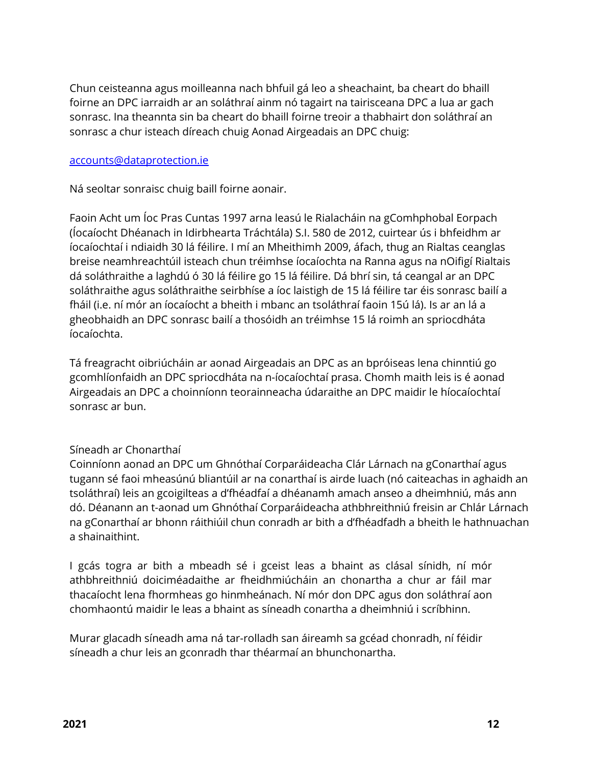Chun ceisteanna agus moilleanna nach bhfuil gá leo a sheachaint, ba cheart do bhaill foirne an DPC iarraidh ar an soláthraí ainm nó tagairt na tairisceana DPC a lua ar gach sonrasc. Ina theannta sin ba cheart do bhaill foirne treoir a thabhairt don soláthraí an sonrasc a chur isteach díreach chuig Aonad Airgeadais an DPC chuig:

[accounts@dataprotection.ie](mailto:accounts@dataprotection.ie)

Ná seoltar sonraisc chuig baill foirne aonair.

Faoin Acht um Íoc Pras Cuntas 1997 arna leasú le Rialacháin na gComhphobal Eorpach (Íocaíocht Dhéanach in Idirbhearta Tráchtála) S.I. 580 de 2012, cuirtear ús i bhfeidhm ar íocaíochtaí i ndiaidh 30 lá féilire. I mí an Mheithimh 2009, áfach, thug an Rialtas ceanglas breise neamhreachtúil isteach chun tréimhse íocaíochta na Ranna agus na nOifigí Rialtais dá soláthraithe a laghdú ó 30 lá féilire go 15 lá féilire. Dá bhrí sin, tá ceangal ar an DPC soláthraithe agus soláthraithe seirbhíse a íoc laistigh de 15 lá féilire tar éis sonrasc bailí a fháil (i.e. ní mór an íocaíocht a bheith i mbanc an tsoláthraí faoin 15ú lá). Is ar an lá a gheobhaidh an DPC sonrasc bailí a thosóidh an tréimhse 15 lá roimh an spriocdháta íocaíochta.

Tá freagracht oibriúcháin ar aonad Airgeadais an DPC as an bpróiseas lena chinntiú go gcomhlíonfaidh an DPC spriocdháta na n-íocaíochtaí prasa. Chomh maith leis is é aonad Airgeadais an DPC a choinníonn teorainneacha údaraithe an DPC maidir le híocaíochtaí sonrasc ar bun.

Síneadh ar Chonarthaí

Coinníonn aonad an DPC um Ghnóthaí Corparáideacha Clár Lárnach na gConarthaí agus tugann sé faoi mheasúnú bliantúil ar na conarthaí is airde luach (nó caiteachas in aghaidh an tsoláthraí) leis an gcoigilteas a d'fhéadfaí a dhéanamh amach anseo a dheimhniú, más ann dó. Déanann an t-aonad um Ghnóthaí Corparáideacha athbhreithniú freisin ar Chlár Lárnach na gConarthaí ar bhonn ráithiúil chun conradh ar bith a d'fhéadfadh a bheith le hathnuachan a shainaithint.

I gcás togra ar bith a mbeadh sé i gceist leas a bhaint as clásal sínidh, ní mór athbhreithniú doiciméadaithe ar fheidhmiúcháin an chonartha a chur ar fáil mar thacaíocht lena fhormheas go hinmheánach. Ní mór don DPC agus don soláthraí aon chomhaontú maidir le leas a bhaint as síneadh conartha a dheimhniú i scríbhinn.

Murar glacadh síneadh ama ná tar-rolladh san áireamh sa gcéad chonradh, ní féidir síneadh a chur leis an gconradh thar théarmaí an bhunchonartha.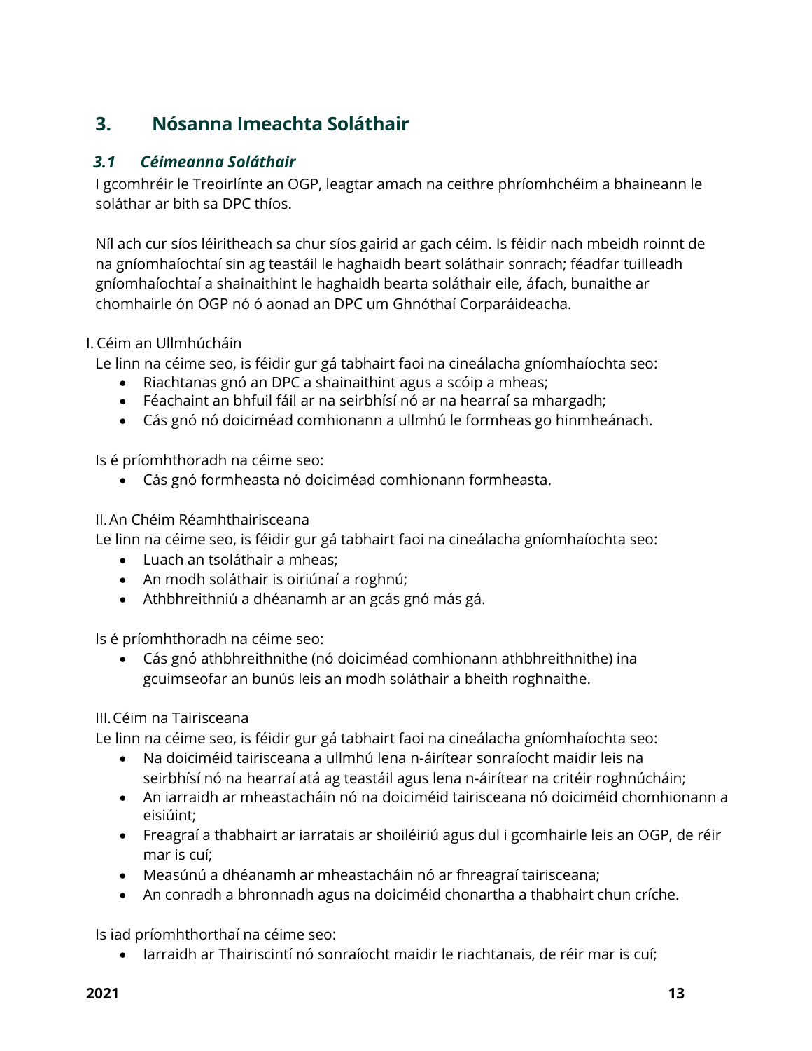## 3. Nósanna Imeachta Soláthair

### *3.1 Céimeanna Soláthair*

I gcomhréir le Treoirlínte an OGP, leagtar amach na ceithre phríomhchéim a bhaineann le soláthar ar bith sa DPC thíos.

Níl ach cur síos léiritheach sa chur síos gairid ar gach céim. Is féidir nach mbeidh roinnt de na gníomhaíochtaí sin ag teastáil le haghaidh beart soláthair sonrach; féadfar tuilleadh gníomhaíochtaí a shainaithint le haghaidh bearta soláthair eile, áfach, bunaithe ar chomhairle ón OGP nó ó aonad an DPC um Ghnóthaí Corparáideacha.

I. Céim an Ullmhúcháin

Le linn na céime seo, is féidir gur gá tabhairt faoi na cineálacha gníomhaíochta seo:

- Riachtanas gnó an DPC a shainaithint agus a scóip a mheas;
- Féachaint an bhfuil fáil ar na seirbhísí nó ar na hearraí sa mhargadh;
- Cás gnó nó doiciméad comhionann a ullmhú le formheas go hinmheánach.

Is é príomhthoradh na céime seo:

- Cás gnó formheasta nó doiciméad comhionann formheasta.

II. An Chéim Réamhthairisceana

Le linn na céime seo, is féidir gur gá tabhairt faoi na cineálacha gníomhaíochta seo:

- Luach an tsoláthair a mheas;
- An modh soláthair is oiriúnaí a roghnú;
- Athbhreithniú a dhéanamh ar an gcás gnó más gá.

Is é príomhthoradh na céime seo:

- Cás gnó athbhreithnithe (nó doiciméad comhionann athbhreithnithe) ina gcuimseofar an bunús leis an modh soláthair a bheith roghnaithe.

III. Céim na Tairisceana

Le linn na céime seo, is féidir gur gá tabhairt faoi na cineálacha gníomhaíochta seo:

- Na doiciméid tairisceana a ullmhú lena n-áirítear sonraíocht maidir leis na seirbhísí nó na hearraí atá ag teastáil agus lena n-áirítear na critéir roghnúcháin;
- An iarraidh ar mheastacháin nó na doiciméid tairisceana nó doiciméid chomhionann a eisiúint;
- Freagraí a thabhairt ar iarratais ar shoiléiriú agus dul i gcomhairle leis an OGP, de réir mar is cuí;
- Measúnú a dhéanamh ar mheastacháin nó ar fhreagraí tairisceana;
- An conradh a bhronnadh agus na doiciméid chonartha a thabhairt chun críche.

Is iad príomhthorthaí na céime seo:

- Iarraidh ar Thairiscintí nó sonraíocht maidir le riachtanais, de réir mar is cuí;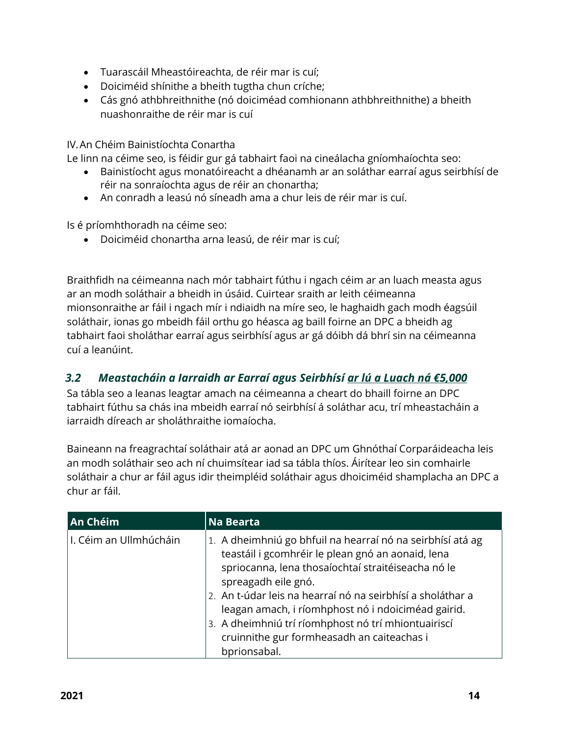- Tuarascáil Mheastóireachta, de réir mar is cuí;
- Doiciméid shínithe a bheith tugtha chun críche;
- Cás gnó athbhreithnithe (nó doiciméad comhionann athbhreithnithe) a bheith nuashonraithe de réir mar is cuí

IV. An Chéim Bainistíochta Conartha

Le linn na céime seo, is féidir gur gá tabhairt faoi na cineálacha gníomhaíochta seo:

- Bainistíocht agus monatóireacht a dhéanamh ar an soláthar earraí agus seirbhísí de réir na sonraíochta agus de réir an chonartha;
- An conradh a leasú nó síneadh ama a chur leis de réir mar is cuí.

Is é príomhthoradh na céime seo:

- Doiciméid chonartha arna leasú, de réir mar is cuí;

Braithfidh na céimeanna nach mór tabhairt fúthu i ngach céim ar an luach measta agus ar an modh soláthair a bheidh in úsáid. Cuirtear sraith ar leith céimeanna mionsonraithe ar fáil i ngach mír i ndiaidh na míre seo, le haghaidh gach modh éagsúil soláthair, ionas go mbeidh fáil orthu go héasca ag baill foirne an DPC a bheidh ag tabhairt faoi sholáthar earraí agus seirbhísí agus ar gá dóibh dá bhrí sin na céimeanna cuí a leanúint.

### *3.2 Meastacháin a Iarraidh ar Earraí agus Seirbhísí <u>ar lú a Luach ná €5,000</u>*

Sa tábla seo a leanas leagtar amach na céimeanna a cheart do bhaill foirne an DPC tabhairt fúthu sa chás ina mbeidh earraí nó seirbhísí á soláthar acu, trí mheastacháin a iarraidh díreach ar sholáthraithe iomaíocha.

Baineann na freagrachtaí soláthair atá ar aonad an DPC um Ghnóthaí Corparáideacha leis an modh soláthair seo ach ní chuimsítear iad sa tábla thíos. Áirítear leo sin comhairle soláthair a chur ar fáil agus idir theimpléid soláthair agus dhoiciméid shamplacha an DPC a chur ar fáil.

| An Chéim | Na Bearta |
|---|---|
| I. Céim an Ullmhúcháin | 1. A dheimhniú go bhfuil na hearraí nó na seirbhísí atá ag teastáil i gcomhréir le plean gnó an aonaid, lena spriocanna, lena thosaíochtaí straitéiseacha nó le spreagadh eile gnó.<br>2. An t-údar leis na hearraí nó na seirbhísí a sholáthar a leagan amach, i ríomhphost nó i ndoiciméad gairid.<br>3. A dheimhniú trí ríomhphost nó trí mhiontuairiscí cruinnithe gur formheasadh an caiteachas i bprionsabal. |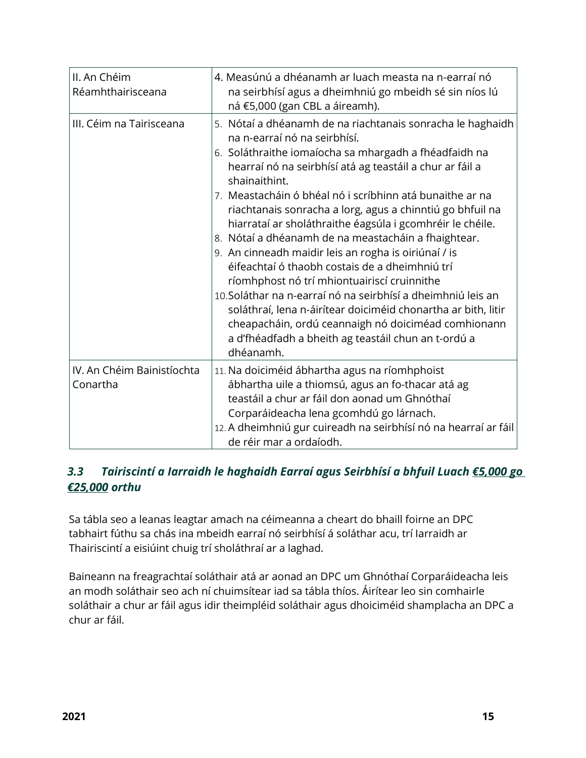| II. An Chéim Réamhthairisceana | 4. Measúnú a dhéanamh ar luach measta na n-earraí nó na seirbhísí agus a dheimhniú go mbeidh sé sin níos lú ná €5,000 (gan CBL a áireamh). |
|---|---|
| III. Céim na Tairisceana | 5. Nótaí a dhéanamh de na riachtanais sonracha le haghaidh na n-earraí nó na seirbhísí.<br>6. Soláthraithe iomaíocha sa mhargadh a fhéadfaidh na hearraí nó na seirbhísí atá ag teastáil a chur ar fáil a shainaithint.<br>7. Meastacháin ó bhéal nó i scríbhinn atá bunaithe ar na riachtanais sonracha a lorg, agus a chinntiú go bhfuil na hiarrataí ar sholáthraithe éagsúla i gcomhréir le chéile.<br>8. Nótaí a dhéanamh de na meastacháin a fhaightear.<br>9. An cinneadh maidir leis an rogha is oiriúnaí / is éifeachtaí ó thaobh costais de a dheimhniú trí ríomhphost nó trí mhiontuairiscí cruinnithe<br>10. Soláthar na n-earraí nó na seirbhísí a dheimhniú leis an soláthraí, lena n-áirítear doiciméid chonartha ar bith, litir cheapacháin, ordú ceannaigh nó doiciméad comhionann a d'fhéadfadh a bheith ag teastáil chun an t-ordú a dhéanamh. |
| IV. An Chéim Bainistíochta Conartha | 11. Na doiciméid ábhartha agus na ríomhphoist ábhartha uile a thiomsú, agus an fo-thacar atá ag teastáil a chur ar fáil don aonad um Ghnóthaí Corparáideacha lena gcomhdú go lárnach.<br>12. A dheimhniú gur cuireadh na seirbhísí nó na hearraí ar fáil de réir mar a ordaíodh. |

### *3.3 Tairiscintí a Iarraidh le haghaidh Earraí agus Seirbhísí a bhfuil Luach €5,000 go €25,000 orthu*

Sa tábla seo a leanas leagtar amach na céimeanna a cheart do bhaill foirne an DPC tabhairt fúthu sa chás ina mbeidh earraí nó seirbhísí á soláthar acu, trí Iarraidh ar Thairiscintí a eisiúint chuig trí sholáthraí ar a laghad.

Baineann na freagrachtaí soláthair atá ar aonad an DPC um Ghnóthaí Corparáideacha leis an modh soláthair seo ach ní chuimsítear iad sa tábla thíos. Áirítear leo sin comhairle soláthair a chur ar fáil agus idir theimpléid soláthair agus dhoiciméid shamplacha an DPC a chur ar fáil.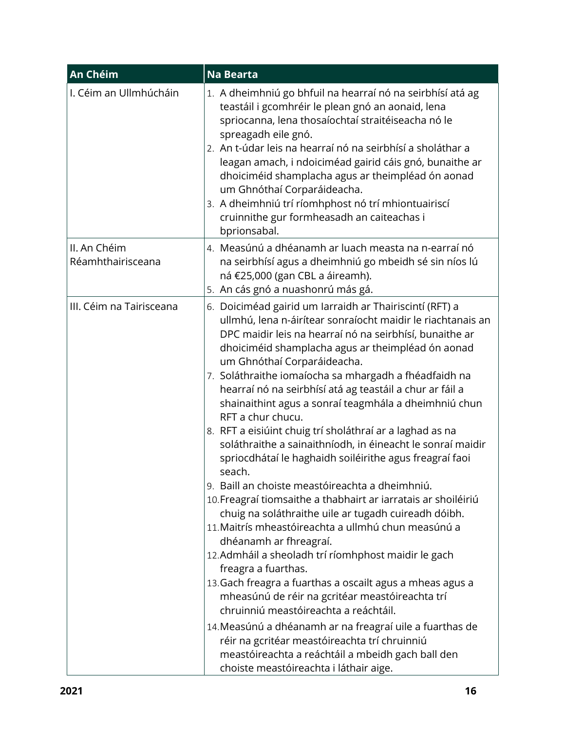| An Chéim | Na Bearta |
|---|---|
| I. Céim an Ullmhúcháin | 1. A dheimhniú go bhfuil na hearraí nó na seirbhísí atá ag teastáil i gcomhréir le plean gnó an aonaid, lena spriocanna, lena thosaíochtaí straitéiseacha nó le spreagadh eile gnó.<br>2. An t-údar leis na hearraí nó na seirbhísí a sholáthar a leagan amach, i ndoiciméad gairid cáis gnó, bunaithe ar dhoiciméid shamplacha agus ar theimpléad ón aonad um Ghnóthaí Corparáideacha.<br>3. A dheimhniú trí ríomhphost nó trí mhiontuairiscí cruinnithe gur formheasadh an caiteachas i bprionsabal. |
| II. An Chéim Réamhthairisceana | 4. Measúnú a dhéanamh ar luach measta na n-earraí nó na seirbhísí agus a dheimhniú go mbeidh sé sin níos lú ná €25,000 (gan CBL a áireamh).<br>5. An cás gnó a nuashonrú más gá. |
| III. Céim na Tairisceana | 6. Doiciméad gairid um Iarraidh ar Thairiscintí (RFT) a ullmhú, lena n-áirítear sonraíocht maidir le riachtanais an DPC maidir leis na hearraí nó na seirbhísí, bunaithe ar dhoiciméid shamplacha agus ar theimpléad ón aonad um Ghnóthaí Corparáideacha.<br>7. Soláthraithe iomaíocha sa mhargadh a fhéadfaidh na hearraí nó na seirbhísí atá ag teastáil a chur ar fáil a shainaithint agus a sonraí teagmhála a dheimhniú chun RFT a chur chucu.<br>8. RFT a eisiúint chuig trí sholáthraí ar a laghad as na soláthraithe a sainaithníodh, in éineacht le sonraí maidir spriocdhátaí le haghaidh soiléirithe agus freagraí faoi seach.<br>9. Baill an choiste meastóireachta a dheimhniú.<br>10. Freagraí tiomsaithe a thabhairt ar iarratais ar shoiléiriú chuig na soláthraithe uile ar tugadh cuireadh dóibh.<br>11. Maitrís mheastóireachta a ullmhú chun measúnú a dhéanamh ar fhreagraí.<br>12. Admháil a sheoladh trí ríomhphost maidir le gach freagra a fuarthas.<br>13. Gach freagra a fuarthas a oscailt agus a mheas agus a mheasúnú de réir na gcritéar meastóireachta trí chruinniú meastóireachta a reáchtáil.<br>14. Measúnú a dhéanamh ar na freagraí uile a fuarthas de réir na gcritéar meastóireachta trí chruinniú meastóireachta a reáchtáil a mbeidh gach ball den choiste meastóireachta i láthair aige. |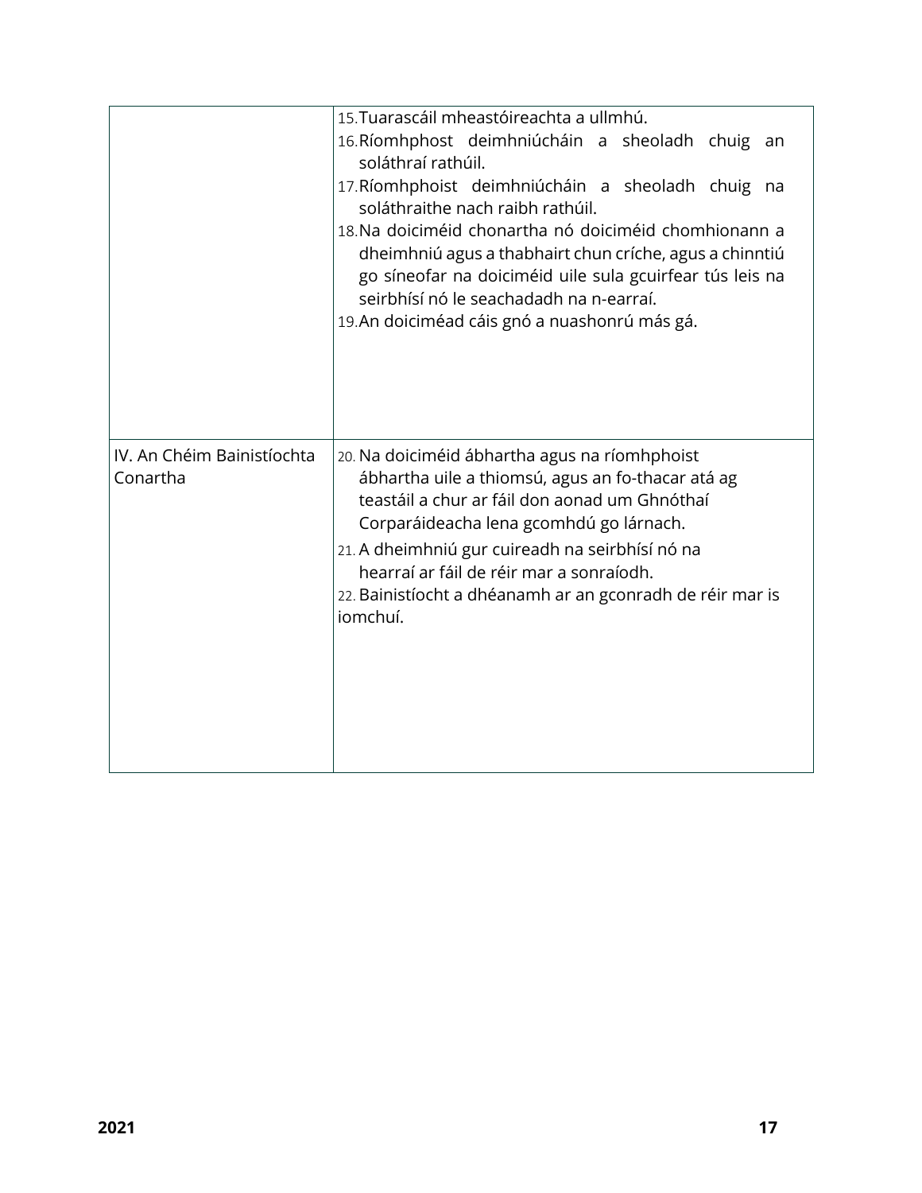| | |
|---|---|
| | 15. Tuarascáil mheastóireachta a ullmhú.<br>16. Ríomhphost deimhniúcháin a sheoladh chuig an soláthraí rathúil.<br>17. Ríomhphoist deimhniúcháin a sheoladh chuig na soláthraithe nach raibh rathúil.<br>18. Na doiciméid chonartha nó doiciméid chomhionann a dheimhniú agus a thabhairt chun críche, agus a chinntiú go síneofar na doiciméid uile sula gcuirfear tús leis na seirbhísí nó le seachadadh na n-earraí.<br>19. An doiciméad cáis gnó a nuashonrú más gá. |
| IV. An Chéim Bainistíochta Conartha | 20. Na doiciméid ábhartha agus na ríomhphoist ábhartha uile a thiomsú, agus an fo-thacar atá ag teastáil a chur ar fáil don aonad um Ghnóthaí Corparáideacha lena gcomhdú go lárnach.<br>21. A dheimhniú gur cuireadh na seirbhísí nó na hearraí ar fáil de réir mar a sonraíodh.<br>22. Bainistíocht a dhéanamh ar an gconradh de réir mar is iomchuí. |

2021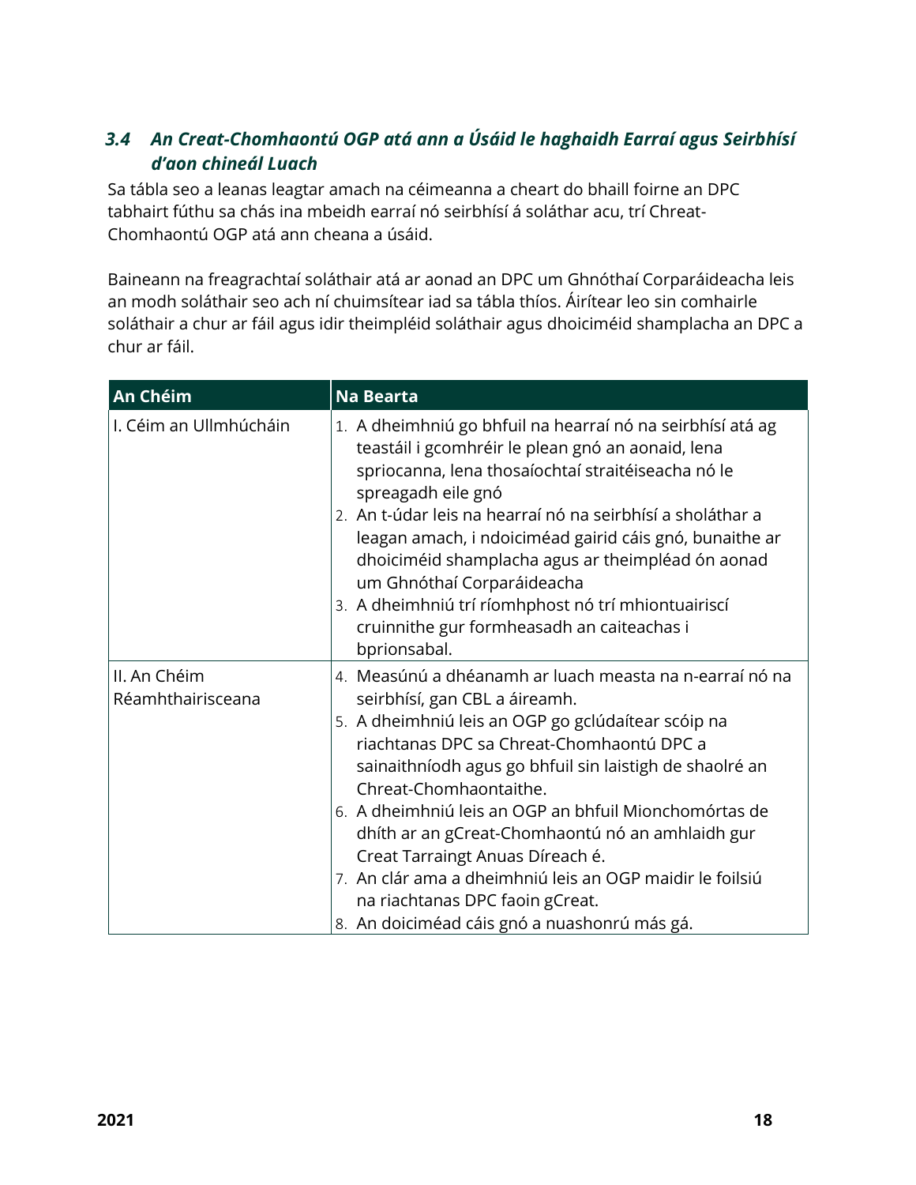### *3.4 An Creat-Chomhaontú OGP atá ann a Úsáid le haghaidh Earraí agus Seirbhísí d'aon chineál Luach*

Sa tábla seo a leanas leagtar amach na céimeanna a cheart do bhaill foirne an DPC tabhairt fúthu sa chás ina mbeidh earraí nó seirbhísí á soláthar acu, trí Chreat-Chomhaontú OGP atá ann cheana a úsáid.

Baineann na freagrachtaí soláthair atá ar aonad an DPC um Ghnóthaí Corparáideacha leis an modh soláthair seo ach ní chuimsítear iad sa tábla thíos. Áirítear leo sin comhairle soláthair a chur ar fáil agus idir theimpléid soláthair agus dhoiciméid shamplacha an DPC a chur ar fáil.

| An Chéim | Na Bearta |
|---|---|
| I. Céim an Ullmhúcháin | 1. A dheimhniú go bhfuil na hearraí nó na seirbhísí atá ag teastáil i gcomhréir le plean gnó an aonaid, lena spriocanna, lena thosaíochtaí straitéiseacha nó le spreagadh eile gnó<br>2. An t-údar leis na hearraí nó na seirbhísí a sholáthar a leagan amach, i ndoiciméad gairid cáis gnó, bunaithe ar dhoiciméid shamplacha agus ar theimpléad ón aonad um Ghnóthaí Corparáideacha<br>3. A dheimhniú trí ríomhphost nó trí mhiontuairiscí cruinnithe gur formheasadh an caiteachas i bprionsabal. |
| II. An Chéim Réamhthairisceana | 4. Measúnú a dhéanamh ar luach measta na n-earraí nó na seirbhísí, gan CBL a áireamh.<br>5. A dheimhniú leis an OGP go gclúdaítear scóip na riachtanas DPC sa Chreat-Chomhaontú DPC a sainaithníodh agus go bhfuil sin laistigh de shaolré an Chreat-Chomhaontaithe.<br>6. A dheimhniú leis an OGP an bhfuil Mionchomórtas de dhíth ar an gCreat-Chomhaontú nó an amhlaidh gur Creat Tarraingt Anuas Díreach é.<br>7. An clár ama a dheimhniú leis an OGP maidir le foilsiú na riachtanas DPC faoin gCreat.<br>8. An doiciméad cáis gnó a nuashonrú más gá. |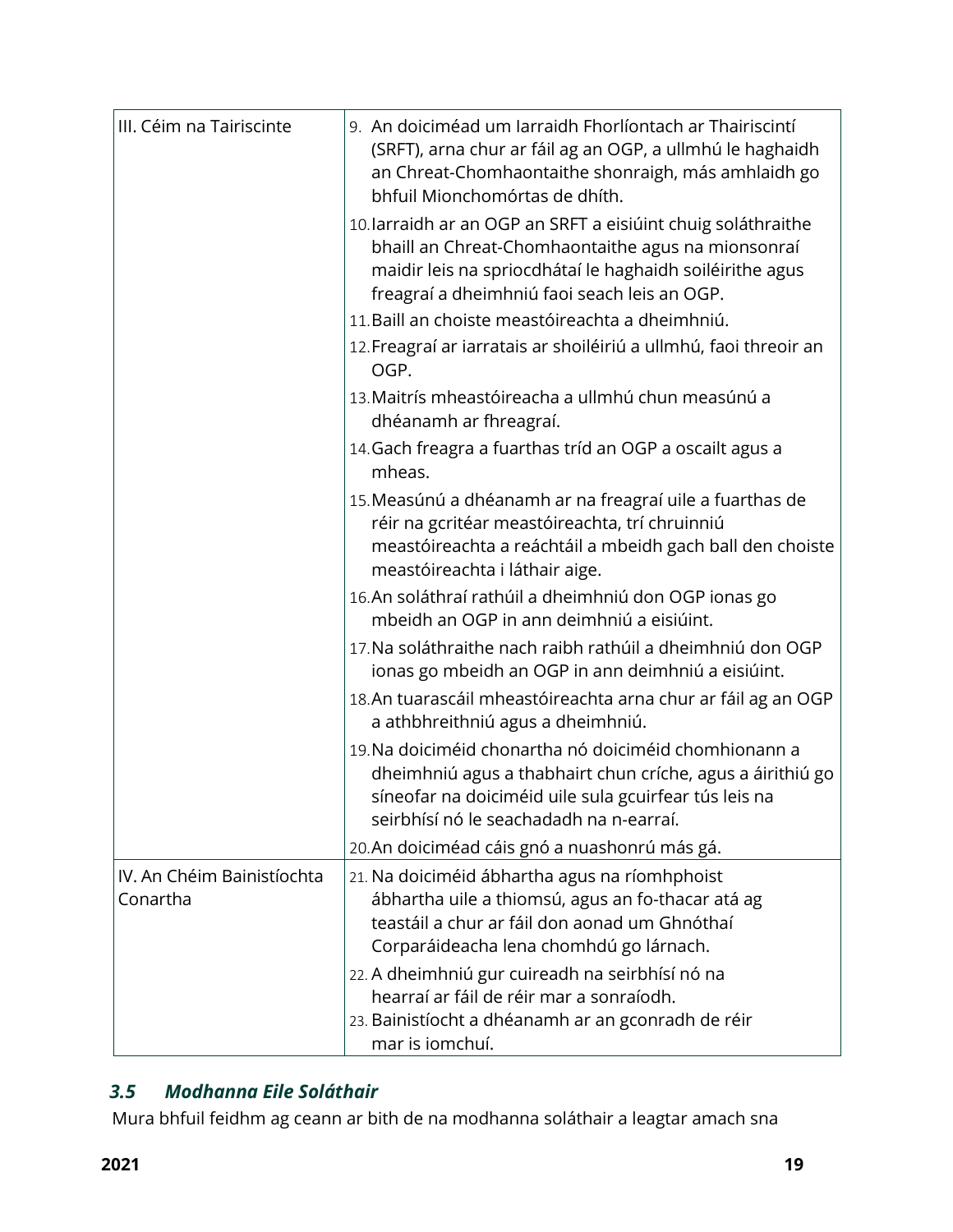| III. Céim na Tairiscinte | 9. An doiciméad um Iarraidh Fhorlíontach ar Thairiscintí (SRFT), arna chur ar fáil ag an OGP, a ullmhú le haghaidh an Chreat-Chomhaontaithe shonraigh, más amhlaidh go bhfuil Mionchomórtas de dhíth.<br>10. Iarraidh ar an OGP an SRFT a eisiúint chuig soláthraithe bhaill an Chreat-Chomhaontaithe agus na mionsonraí maidir leis na spriocdhátaí le haghaidh soiléirithe agus freagraí a dheimhniú faoi seach leis an OGP.<br>11. Baill an choiste meastóireachta a dheimhniú.<br>12. Freagraí ar iarratais ar shoiléiriú a ullmhú, faoi threoir an OGP.<br>13. Maitrís mheastóireacha a ullmhú chun measúnú a dhéanamh ar fhreagraí.<br>14. Gach freagra a fuarthas tríd an OGP a oscailt agus a mheas.<br>15. Measúnú a dhéanamh ar na freagraí uile a fuarthas de réir na gcritéar meastóireachta, trí chruinniú meastóireachta a reáchtáil a mbeidh gach ball den choiste meastóireachta i láthair aige.<br>16. An soláthraí rathúil a dheimhniú don OGP ionas go mbeidh an OGP in ann deimhniú a eisiúint.<br>17. Na soláthraithe nach raibh rathúil a dheimhniú don OGP ionas go mbeidh an OGP in ann deimhniú a eisiúint.<br>18. An tuarascáil mheastóireachta arna chur ar fáil ag an OGP a athbhreithniú agus a dheimhniú.<br>19. Na doiciméid chonartha nó doiciméid chomhionann a dheimhniú agus a thabhairt chun críche, agus a áirithiú go síneofar na doiciméid uile sula gcuirfear tús leis na seirbhísí nó le seachadadh na n-earraí.<br>20. An doiciméad cáis gnó a nuashonrú más gá. |
|---|---|
| IV. An Chéim Bainistíochta Conartha | 21. Na doiciméid ábhartha agus na ríomhphoist ábhartha uile a thiomsú, agus an fo-thacar atá ag teastáil a chur ar fáil don aonad um Ghnóthaí Corparáideacha lena chomhdú go lárnach.<br>22. A dheimhniú gur cuireadh na seirbhísí nó na hearraí ar fáil de réir mar a sonraíodh.<br>23. Bainistíocht a dhéanamh ar an gconradh de réir mar is iomchuí. |

### *3.5 Modhanna Eile Soláthair*

Mura bhfuil feidhm ag ceann ar bith de na modhanna soláthair a leagtar amach sna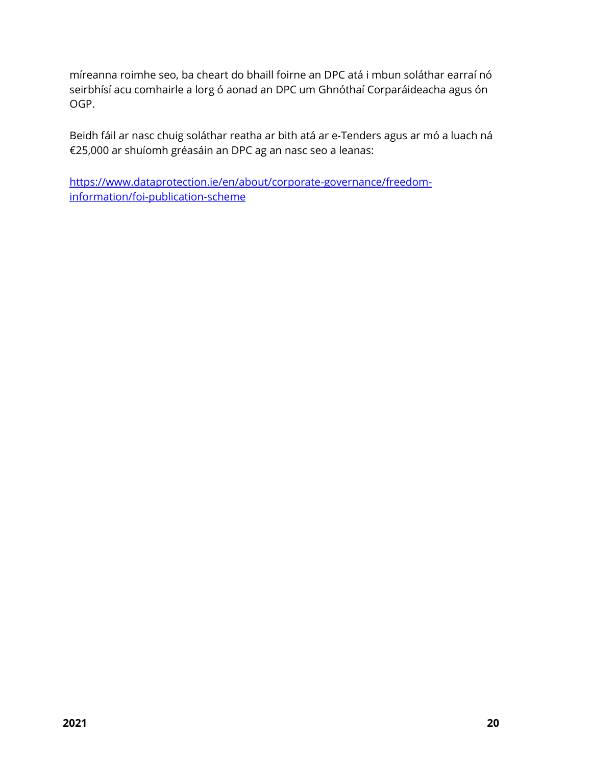míreanna roimhe seo, ba cheart do bhaill foirne an DPC atá i mbun soláthar earraí nó seirbhísí acu comhairle a lorg ó aonad an DPC um Ghnóthaí Corparáideacha agus ón OGP.

Beidh fáil ar nasc chuig soláthar reatha ar bith atá ar e-Tenders agus ar mó a luach ná €25,000 ar shuíomh gréasáin an DPC ag an nasc seo a leanas:

[https://www.dataprotection.ie/en/about/corporate-governance/freedom-information/foi-publication-scheme](https://www.dataprotection.ie/en/about/corporate-governance/freedom-information/foi-publication-scheme)